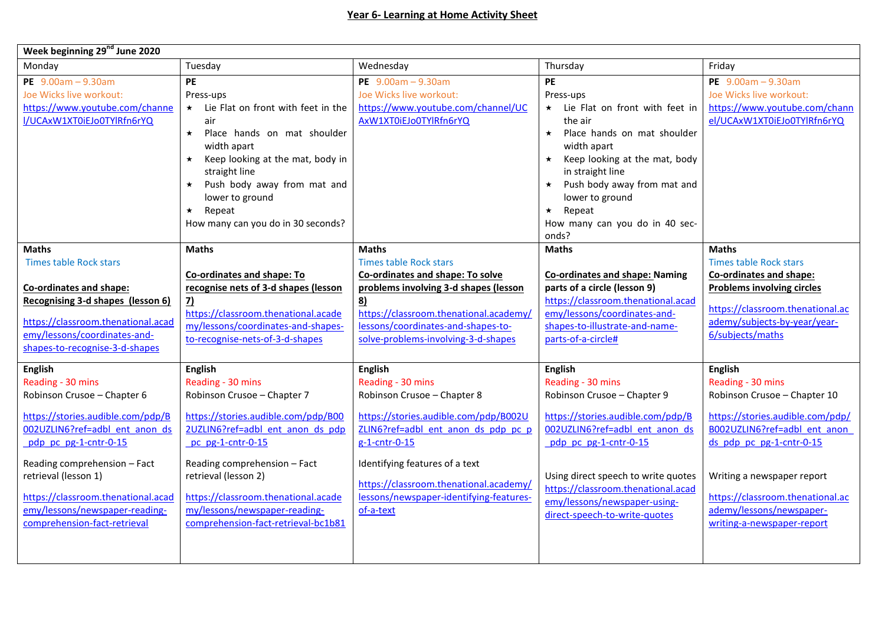# Year 6- Learning at Home Activity Sheet

| Week beginning 29th June 2020 | | | | |
|---|---|---|---|---|
| Monday | Tuesday | Wednesday | Thursday | Friday |
| **PE** 9.00am – 9.30am<br>Joe Wicks live workout:<br>https://www.youtube.com/channel/UCAxW1XT0iEJo0TYlRfn6rYQ | **PE**<br>Press-ups<br>⋆ Lie Flat on front with feet in the air<br>⋆ Place hands on mat shoulder width apart<br>⋆ Keep looking at the mat, body in straight line<br>⋆ Push body away from mat and lower to ground<br>⋆ Repeat<br>How many can you do in 30 seconds? | **PE** 9.00am – 9.30am<br>Joe Wicks live workout:<br>https://www.youtube.com/channel/UCAxW1XT0iEJo0TYlRfn6rYQ | **PE**<br>Press-ups<br>⋆ Lie Flat on front with feet in the air<br>⋆ Place hands on mat shoulder width apart<br>⋆ Keep looking at the mat, body in straight line<br>⋆ Push body away from mat and lower to ground<br>⋆ Repeat<br>How many can you do in 40 seconds? | **PE** 9.00am – 9.30am<br>Joe Wicks live workout:<br>https://www.youtube.com/channel/UCAxW1XT0iEJo0TYlRfn6rYQ |
| **Maths**<br>Times table Rock stars<br><br>**Co-ordinates and shape: Recognising 3-d shapes (lesson 6)**<br><br>https://classroom.thenational.academy/lessons/coordinates-and-shapes-to-recognise-3-d-shapes | **Maths**<br><br>**Co-ordinates and shape: To recognise nets of 3-d shapes (lesson 7)**<br>https://classroom.thenational.academy/lessons/coordinates-and-shapes-to-recognise-nets-of-3-d-shapes | **Maths**<br>Times table Rock stars<br>**Co-ordinates and shape: To solve problems involving 3-d shapes (lesson 8)**<br>https://classroom.thenational.academy/lessons/coordinates-and-shapes-to-solve-problems-involving-3-d-shapes | **Maths**<br><br>**Co-ordinates and shape: Naming parts of a circle (lesson 9)**<br>https://classroom.thenational.academy/lessons/coordinates-and-shapes-to-illustrate-and-name-parts-of-a-circle# | **Maths**<br>Times table Rock stars<br>**Co-ordinates and shape: Problems involving circles**<br><br>https://classroom.thenational.academy/subjects-by-year/year-6/subjects/maths |
| **English**<br>Reading - 30 mins<br>Robinson Crusoe – Chapter 6<br><br>https://stories.audible.com/pdp/B002UZLIN6?ref=adbl_ent_anon_ds_pdp_pc_pg-1-cntr-0-15<br><br>Reading comprehension – Fact retrieval (lesson 1)<br><br>https://classroom.thenational.academy/lessons/newspaper-reading-comprehension-fact-retrieval | **English**<br>Reading - 30 mins<br>Robinson Crusoe – Chapter 7<br><br>https://stories.audible.com/pdp/B002UZLIN6?ref=adbl_ent_anon_ds_pdp_pc_pg-1-cntr-0-15<br><br>Reading comprehension – Fact retrieval (lesson 2)<br><br>https://classroom.thenational.academy/lessons/newspaper-reading-comprehension-fact-retrieval-bc1b81 | **English**<br>Reading - 30 mins<br>Robinson Crusoe – Chapter 8<br><br>https://stories.audible.com/pdp/B002UZLIN6?ref=adbl_ent_anon_ds_pdp_pc_pg-1-cntr-0-15<br><br>Identifying features of a text<br><br>https://classroom.thenational.academy/lessons/newspaper-identifying-features-of-a-text | **English**<br>Reading - 30 mins<br>Robinson Crusoe – Chapter 9<br><br>https://stories.audible.com/pdp/B002UZLIN6?ref=adbl_ent_anon_ds_pdp_pc_pg-1-cntr-0-15<br><br>Using direct speech to write quotes<br>https://classroom.thenational.academy/lessons/newspaper-using-direct-speech-to-write-quotes | **English**<br>Reading - 30 mins<br>Robinson Crusoe – Chapter 10<br><br>https://stories.audible.com/pdp/B002UZLIN6?ref=adbl_ent_anon_ds_pdp_pc_pg-1-cntr-0-15<br><br>Writing a newspaper report<br><br>https://classroom.thenational.academy/lessons/newspaper-writing-a-newspaper-report |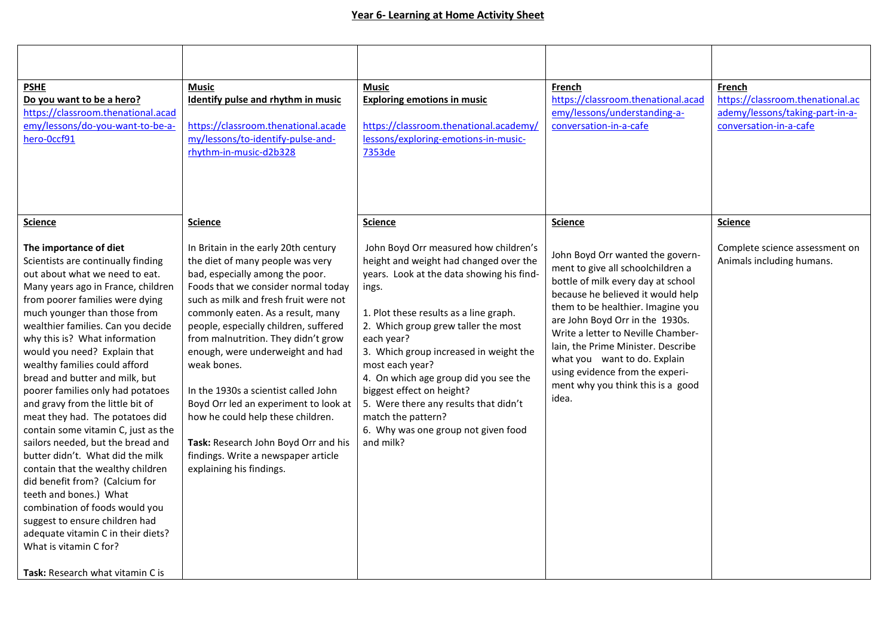## Year 6- Learning at Home Activity Sheet

| | | | | |
|---|---|---|---|---|
| **PSHE**<br>**Do you want to be a hero?**<br>https://classroom.thenational.academy/lessons/do-you-want-to-be-a-hero-0ccf91 | **Music**<br>**Identify pulse and rhythm in music**<br><br>https://classroom.thenational.academy/lessons/to-identify-pulse-and-rhythm-in-music-d2b328 | **Music**<br>**Exploring emotions in music**<br><br>https://classroom.thenational.academy/lessons/exploring-emotions-in-music-7353de | **French**<br>https://classroom.thenational.academy/lessons/understanding-a-conversation-in-a-cafe | **French**<br>https://classroom.thenational.academy/lessons/taking-part-in-a-conversation-in-a-cafe |
| **Science**<br><br>**The importance of diet**<br>Scientists are continually finding out about what we need to eat. Many years ago in France, children from poorer families were dying much younger than those from wealthier families. Can you decide why this is? What information would you need? Explain that wealthy families could afford bread and butter and milk, but poorer families only had potatoes and gravy from the little bit of meat they had. The potatoes did contain some vitamin C, just as the sailors needed, but the bread and butter didn't. What did the milk contain that the wealthy children did benefit from? (Calcium for teeth and bones.) What combination of foods would you suggest to ensure children had adequate vitamin C in their diets? What is vitamin C for?<br><br>**Task:** Research what vitamin C is | **Science**<br><br>In Britain in the early 20th century the diet of many people was very bad, especially among the poor. Foods that we consider normal today such as milk and fresh fruit were not commonly eaten. As a result, many people, especially children, suffered from malnutrition. They didn't grow enough, were underweight and had weak bones.<br><br>In the 1930s a scientist called John Boyd Orr led an experiment to look at how he could help these children.<br><br>**Task:** Research John Boyd Orr and his findings. Write a newspaper article explaining his findings. | **Science**<br><br>John Boyd Orr measured how children's height and weight had changed over the years. Look at the data showing his findings.<br><br>1. Plot these results as a line graph.<br>2. Which group grew taller the most each year?<br>3. Which group increased in weight the most each year?<br>4. On which age group did you see the biggest effect on height?<br>5. Were there any results that didn't match the pattern?<br>6. Why was one group not given food and milk? | **Science**<br><br>John Boyd Orr wanted the government to give all schoolchildren a bottle of milk every day at school because he believed it would help them to be healthier. Imagine you are John Boyd Orr in the 1930s. Write a letter to Neville Chamberlain, the Prime Minister. Describe what you want to do. Explain using evidence from the experiment why you think this is a good idea. | **Science**<br><br>Complete science assessment on Animals including humans. |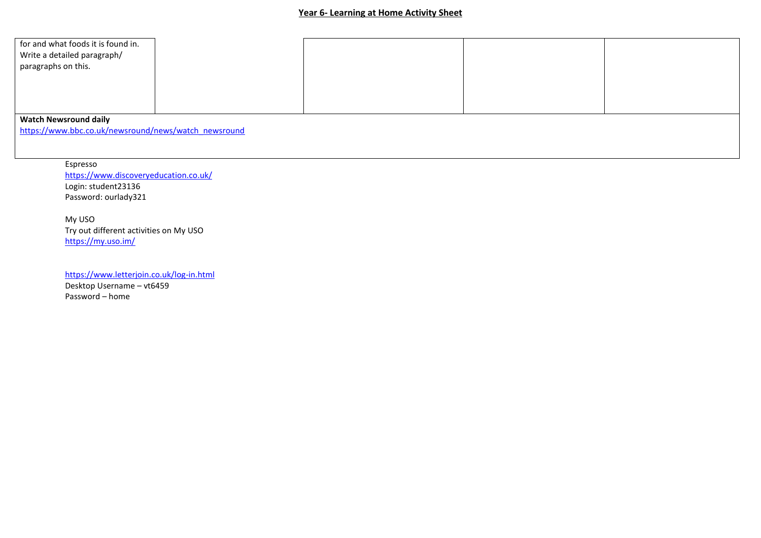## Year 6- Learning at Home Activity Sheet

| | | | | |
|---|---|---|---|---|
| for and what foods it is found in. Write a detailed paragraph/ paragraphs on this. | | | | |
| **Watch Newsround daily** https://www.bbc.co.uk/newsround/news/watch_newsround | | | | |

Espresso
https://www.discoveryeducation.co.uk/
Login: student23136
Password: ourlady321

My USO
Try out different activities on My USO
https://my.uso.im/

https://www.letterjoin.co.uk/log-in.html
Desktop Username – vt6459
Password – home